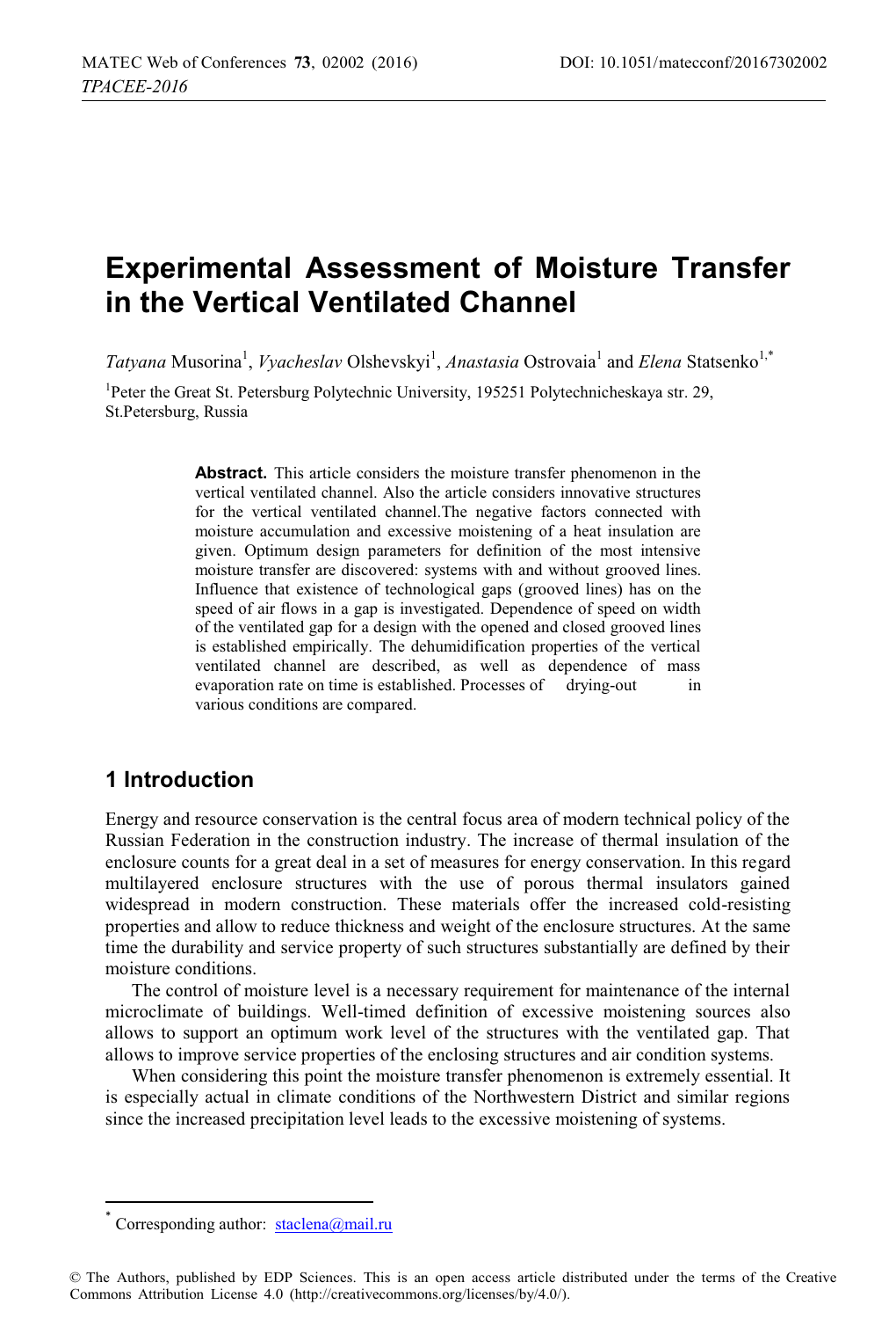# Experimental Assessment of Moisture Transfer in the Vertical Ventilated Channel

*Tatyana* Musorina[1], *Vyacheslav* Olshevskyi[1], *Anastasia* Ostrovaia[1] and *Elena* Statsenko[1,*]

[1]Peter the Great St. Petersburg Polytechnic University, 195251 Polytechnicheskaya str. 29, St.Petersburg, Russia

**Abstract.** This article considers the moisture transfer phenomenon in the vertical ventilated channel. Also the article considers innovative structures for the vertical ventilated channel.The negative factors connected with moisture accumulation and excessive moistening of a heat insulation are given. Optimum design parameters for definition of the most intensive moisture transfer are discovered: systems with and without grooved lines. Influence that existence of technological gaps (grooved lines) has on the speed of air flows in a gap is investigated. Dependence of speed on width of the ventilated gap for a design with the opened and closed grooved lines is established empirically. The dehumidification properties of the vertical ventilated channel are described, as well as dependence of mass evaporation rate on time is established. Processes of drying-out in various conditions are compared.

## 1 Introduction

Energy and resource conservation is the central focus area of modern technical policy of the Russian Federation in the construction industry. The increase of thermal insulation of the enclosure counts for a great deal in a set of measures for energy conservation. In this regard multilayered enclosure structures with the use of porous thermal insulators gained widespread in modern construction. These materials offer the increased cold-resisting properties and allow to reduce thickness and weight of the enclosure structures. At the same time the durability and service property of such structures substantially are defined by their moisture conditions.

The control of moisture level is a necessary requirement for maintenance of the internal microclimate of buildings. Well-timed definition of excessive moistening sources also allows to support an optimum work level of the structures with the ventilated gap. That allows to improve service properties of the enclosing structures and air condition systems.

When considering this point the moisture transfer phenomenon is extremely essential. It is especially actual in climate conditions of the Northwestern District and similar regions since the increased precipitation level leads to the excessive moistening of systems.

---

* Corresponding author: staclena@mail.ru

© The Authors, published by EDP Sciences. This is an open access article distributed under the terms of the Creative Commons Attribution License 4.0 (http://creativecommons.org/licenses/by/4.0/).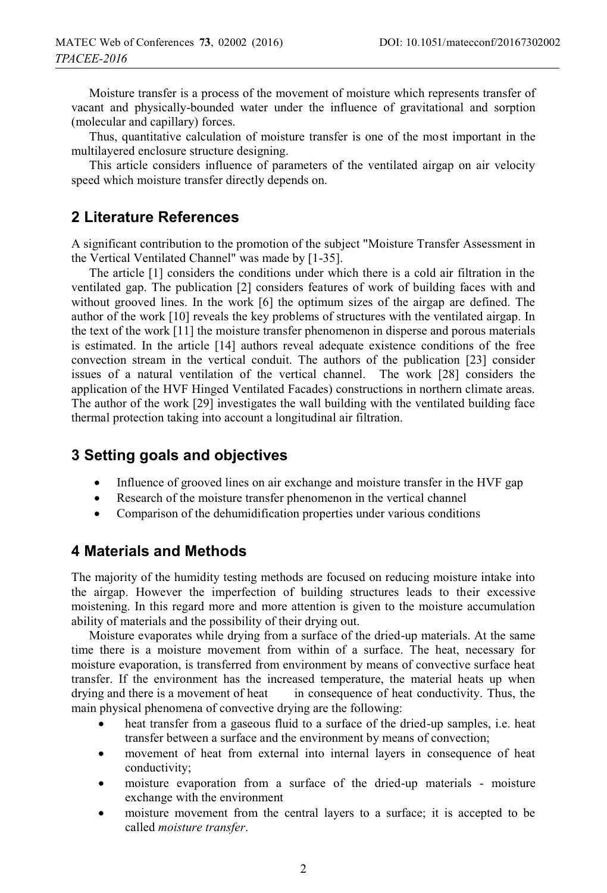Moisture transfer is a process of the movement of moisture which represents transfer of vacant and physically-bounded water under the influence of gravitational and sorption (molecular and capillary) forces.

Thus, quantitative calculation of moisture transfer is one of the most important in the multilayered enclosure structure designing.

This article considers influence of parameters of the ventilated airgap on air velocity speed which moisture transfer directly depends on.

## 2 Literature References

A significant contribution to the promotion of the subject "Moisture Transfer Assessment in the Vertical Ventilated Channel" was made by [1-35].

The article [1] considers the conditions under which there is a cold air filtration in the ventilated gap. The publication [2] considers features of work of building faces with and without grooved lines. In the work [6] the optimum sizes of the airgap are defined. The author of the work [10] reveals the key problems of structures with the ventilated airgap. In the text of the work [11] the moisture transfer phenomenon in disperse and porous materials is estimated. In the article [14] authors reveal adequate existence conditions of the free convection stream in the vertical conduit. The authors of the publication [23] consider issues of a natural ventilation of the vertical channel. The work [28] considers the application of the HVF Hinged Ventilated Facades) constructions in northern climate areas. The author of the work [29] investigates the wall building with the ventilated building face thermal protection taking into account a longitudinal air filtration.

## 3 Setting goals and objectives

- Influence of grooved lines on air exchange and moisture transfer in the HVF gap
- Research of the moisture transfer phenomenon in the vertical channel
- Comparison of the dehumidification properties under various conditions

## 4 Materials and Methods

The majority of the humidity testing methods are focused on reducing moisture intake into the airgap. However the imperfection of building structures leads to their excessive moistening. In this regard more and more attention is given to the moisture accumulation ability of materials and the possibility of their drying out.

Moisture evaporates while drying from a surface of the dried-up materials. At the same time there is a moisture movement from within of a surface. The heat, necessary for moisture evaporation, is transferred from environment by means of convective surface heat transfer. If the environment has the increased temperature, the material heats up when drying and there is a movement of heat in consequence of heat conductivity. Thus, the main physical phenomena of convective drying are the following:

- heat transfer from a gaseous fluid to a surface of the dried-up samples, i.e. heat transfer between a surface and the environment by means of convection;
- movement of heat from external into internal layers in consequence of heat conductivity;
- moisture evaporation from a surface of the dried-up materials - moisture exchange with the environment
- moisture movement from the central layers to a surface; it is accepted to be called *moisture transfer*.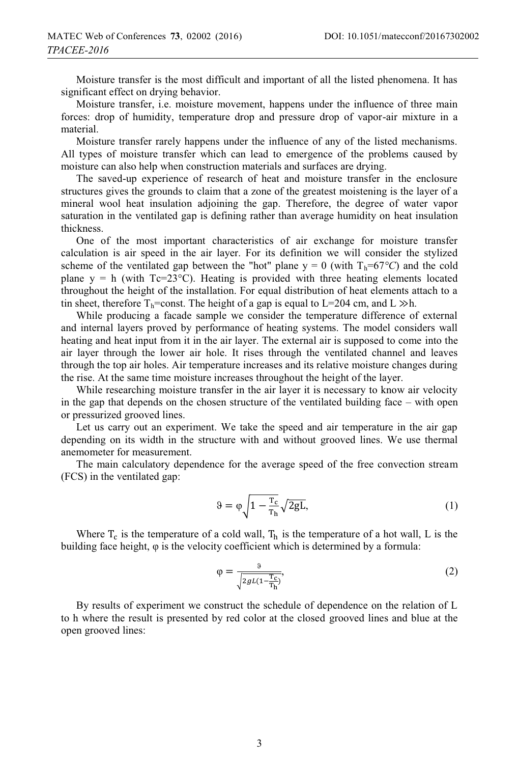Moisture transfer is the most difficult and important of all the listed phenomena. It has significant effect on drying behavior.

Moisture transfer, i.e. moisture movement, happens under the influence of three main forces: drop of humidity, temperature drop and pressure drop of vapor-air mixture in a material.

Moisture transfer rarely happens under the influence of any of the listed mechanisms. All types of moisture transfer which can lead to emergence of the problems caused by moisture can also help when construction materials and surfaces are drying.

The saved-up experience of research of heat and moisture transfer in the enclosure structures gives the grounds to claim that a zone of the greatest moistening is the layer of a mineral wool heat insulation adjoining the gap. Therefore, the degree of water vapor saturation in the ventilated gap is defining rather than average humidity on heat insulation thickness.

One of the most important characteristics of air exchange for moisture transfer calculation is air speed in the air layer. For its definition we will consider the stylized scheme of the ventilated gap between the "hot" plane y = 0 (with $T_h$=67°*C*) and the cold plane y = h (with Tc=23°C). Heating is provided with three heating elements located throughout the height of the installation. For equal distribution of heat elements attach to a tin sheet, therefore $T_h$=const. The height of a gap is equal to L=204 cm, and $L \gg h$.

While producing a facade sample we consider the temperature difference of external and internal layers proved by performance of heating systems. The model considers wall heating and heat input from it in the air layer. The external air is supposed to come into the air layer through the lower air hole. It rises through the ventilated channel and leaves through the top air holes. Air temperature increases and its relative moisture changes during the rise. At the same time moisture increases throughout the height of the layer.

While researching moisture transfer in the air layer it is necessary to know air velocity in the gap that depends on the chosen structure of the ventilated building face – with open or pressurized grooved lines.

Let us carry out an experiment. We take the speed and air temperature in the air gap depending on its width in the structure with and without grooved lines. We use thermal anemometer for measurement.

The main calculatory dependence for the average speed of the free convection stream (FCS) in the ventilated gap:

$$\vartheta = \varphi\sqrt{1 - \frac{T_c}{T_h}}\sqrt{2gL}, \tag{1}$$

Where $T_c$ is the temperature of a cold wall, $T_h$ is the temperature of a hot wall, L is the building face height, φ is the velocity coefficient which is determined by a formula:

$$\varphi = \frac{\vartheta}{\sqrt{2gL(1 - \frac{T_c}{T_h})}}, \tag{2}$$

By results of experiment we construct the schedule of dependence on the relation of L to h where the result is presented by red color at the closed grooved lines and blue at the open grooved lines: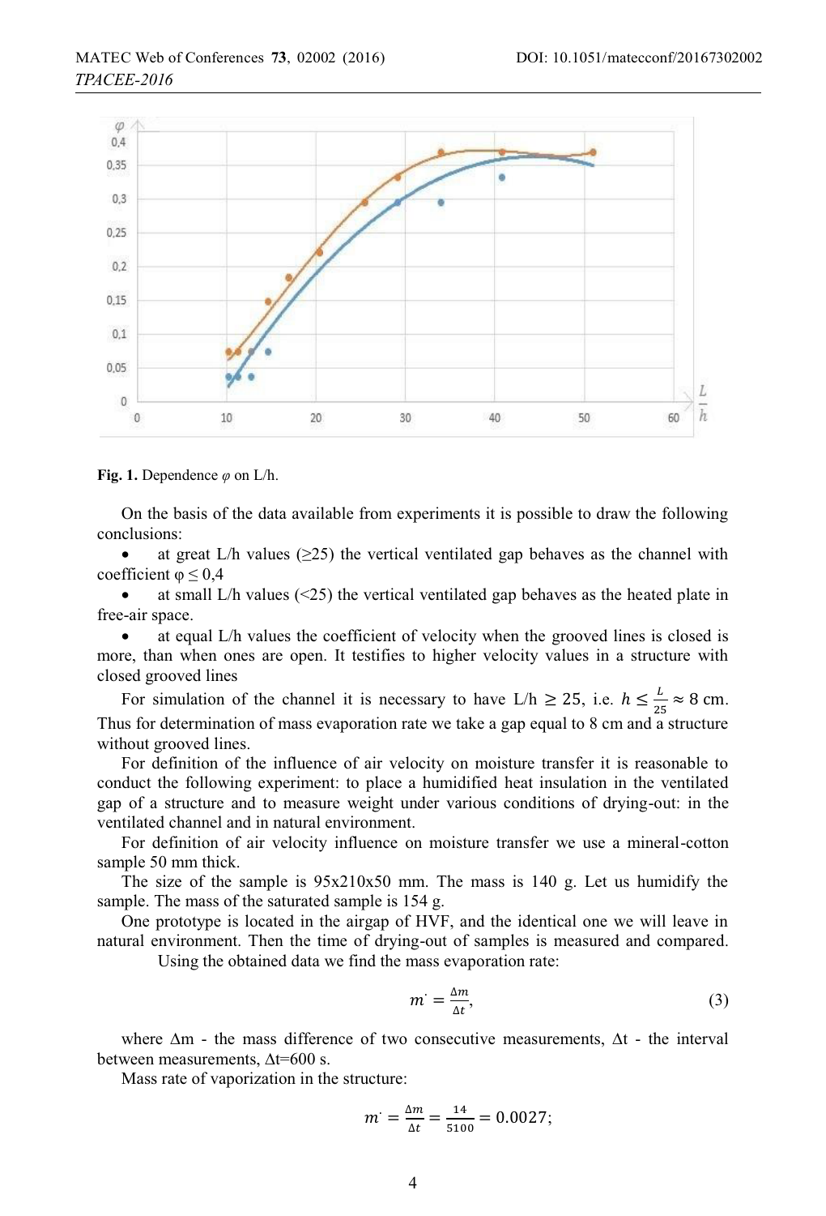Fig. 1. Dependence $\varphi$ on L/h.

On the basis of the data available from experiments it is possible to draw the following conclusions:

- at great L/h values (≥25) the vertical ventilated gap behaves as the channel with coefficient $\varphi \leq 0{,}4$
- at small L/h values (<25) the vertical ventilated gap behaves as the heated plate in free-air space.
- at equal L/h values the coefficient of velocity when the grooved lines is closed is more, than when ones are open. It testifies to higher velocity values in a structure with closed grooved lines

For simulation of the channel it is necessary to have $L/h \geq 25$, i.e. $h \leq \frac{L}{25} \approx 8$ cm. Thus for determination of mass evaporation rate we take a gap equal to 8 cm and a structure without grooved lines.

For definition of the influence of air velocity on moisture transfer it is reasonable to conduct the following experiment: to place a humidified heat insulation in the ventilated gap of a structure and to measure weight under various conditions of drying-out: in the ventilated channel and in natural environment.

For definition of air velocity influence on moisture transfer we use a mineral-cotton sample 50 mm thick.

The size of the sample is 95x210x50 mm. The mass is 140 g. Let us humidify the sample. The mass of the saturated sample is 154 g.

One prototype is located in the airgap of HVF, and the identical one we will leave in natural environment. Then the time of drying-out of samples is measured and compared.

Using the obtained data we find the mass evaporation rate:

$$m^{\cdot} = \frac{\Delta m}{\Delta t}, \tag{3}$$

where $\Delta m$ - the mass difference of two consecutive measurements, $\Delta t$ - the interval between measurements, $\Delta t$=600 s.

Mass rate of vaporization in the structure:

$$m^{\cdot} = \frac{\Delta m}{\Delta t} = \frac{14}{5100} = 0.0027;$$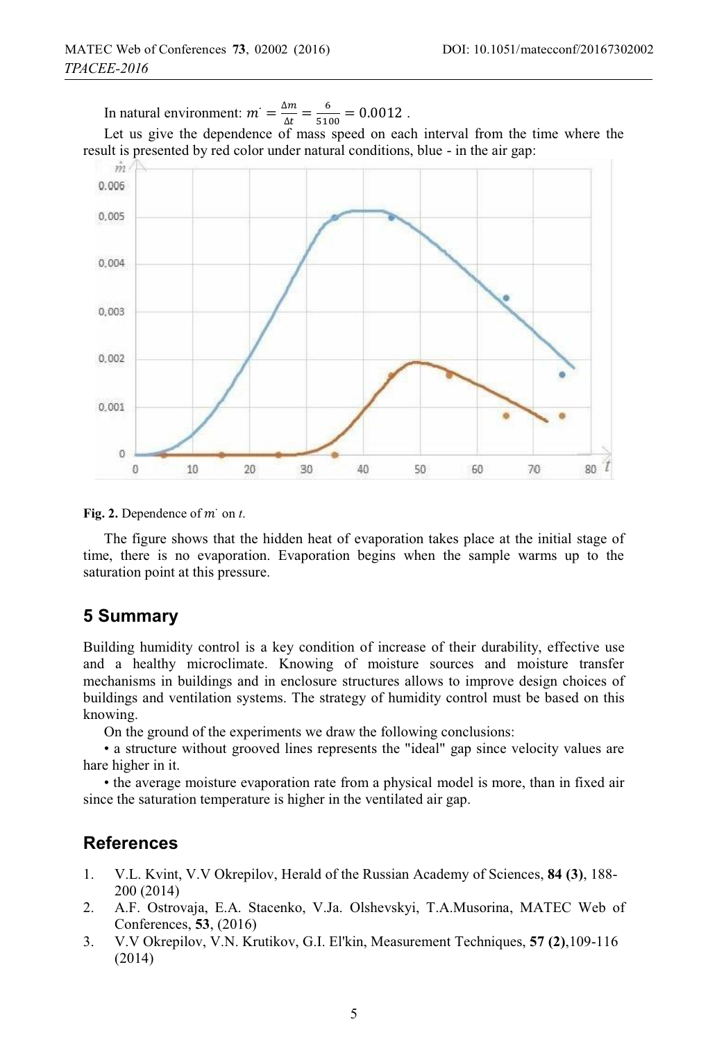In natural environment: $m^{\cdot} = \frac{\Delta m}{\Delta t} = \frac{6}{5100} = 0.0012$ .

Let us give the dependence of mass speed on each interval from the time where the result is presented by red color under natural conditions, blue - in the air gap:

**Fig. 2.** Dependence of $m^{\cdot}$ on *t*.

The figure shows that the hidden heat of evaporation takes place at the initial stage of time, there is no evaporation. Evaporation begins when the sample warms up to the saturation point at this pressure.

## 5 Summary

Building humidity control is a key condition of increase of their durability, effective use and a healthy microclimate. Knowing of moisture sources and moisture transfer mechanisms in buildings and in enclosure structures allows to improve design choices of buildings and ventilation systems. The strategy of humidity control must be based on this knowing.

On the ground of the experiments we draw the following conclusions:

• a structure without grooved lines represents the "ideal" gap since velocity values are hare higher in it.

• the average moisture evaporation rate from a physical model is more, than in fixed air since the saturation temperature is higher in the ventilated air gap.

## References

1. V.L. Kvint, V.V Okrepilov, Herald of the Russian Academy of Sciences, **84 (3)**, 188-200 (2014)
2. A.F. Ostrovaja, E.A. Stacenko, V.Ja. Olshevskyi, T.A.Musorina, MATEC Web of Conferences, **53**, (2016)
3. V.V Okrepilov, V.N. Krutikov, G.I. El'kin, Measurement Techniques, **57 (2)**,109-116 (2014)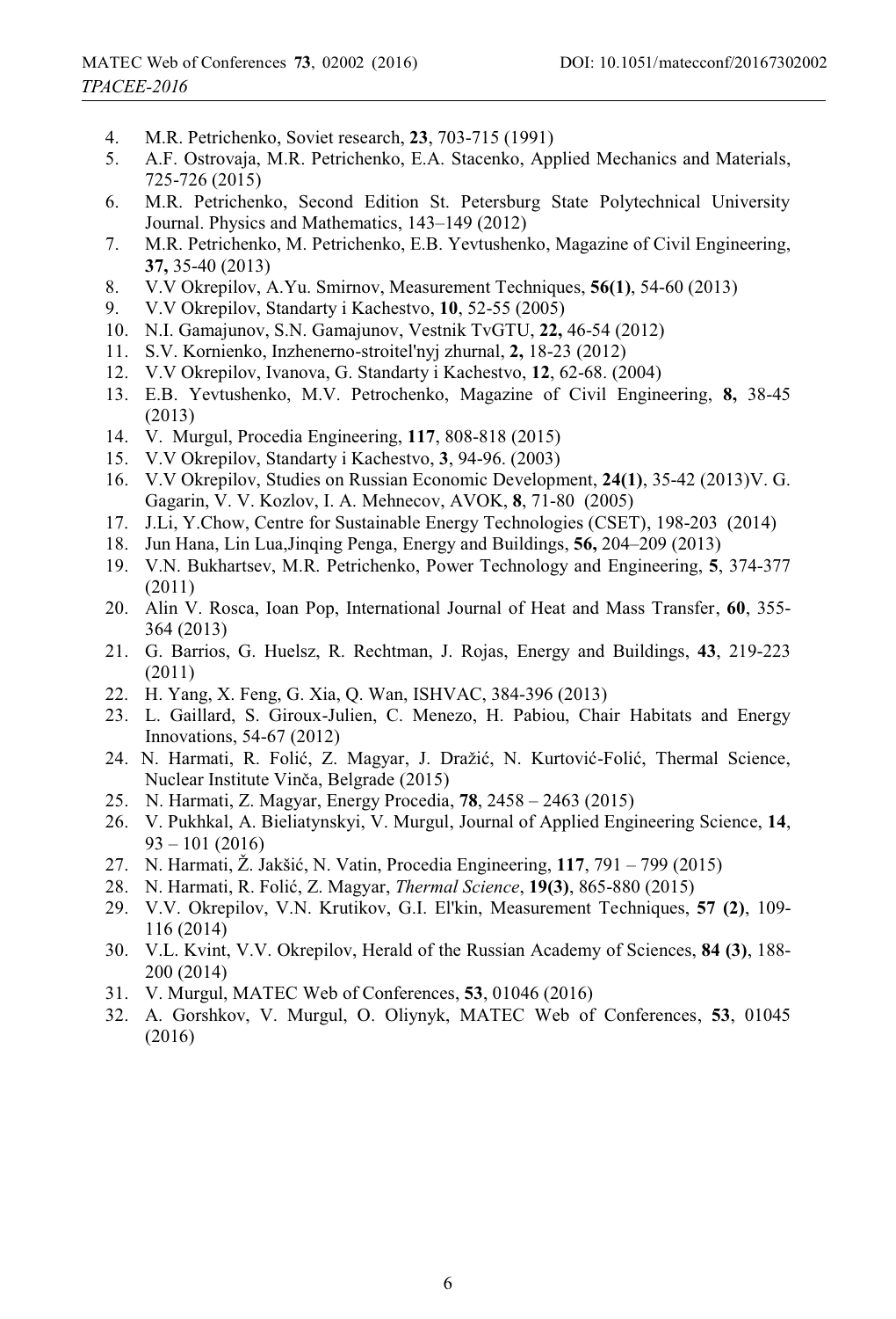4. M.R. Petrichenko, Soviet research, **23**, 703-715 (1991)
5. A.F. Ostrovaja, M.R. Petrichenko, E.A. Stacenko, Applied Mechanics and Materials, 725-726 (2015)
6. M.R. Petrichenko, Second Edition St. Petersburg State Polytechnical University Journal. Physics and Mathematics, 143–149 (2012)
7. M.R. Petrichenko, M. Petrichenko, E.B. Yevtushenko, Magazine of Civil Engineering, **37,** 35-40 (2013)
8. V.V Okrepilov, A.Yu. Smirnov, Measurement Techniques, **56(1)**, 54-60 (2013)
9. V.V Okrepilov, Standarty i Kachestvo, **10**, 52-55 (2005)
10. N.I. Gamajunov, S.N. Gamajunov, Vestnik TvGTU, **22,** 46-54 (2012)
11. S.V. Kornienko, Inzhenerno-stroitel'nyj zhurnal, **2,** 18-23 (2012)
12. V.V Okrepilov, Ivanova, G. Standarty i Kachestvo, **12**, 62-68. (2004)
13. E.B. Yevtushenko, M.V. Petrochenko, Magazine of Civil Engineering, **8,** 38-45 (2013)
14. V. Murgul, Procedia Engineering, **117**, 808-818 (2015)
15. V.V Okrepilov, Standarty i Kachestvo, **3**, 94-96. (2003)
16. V.V Okrepilov, Studies on Russian Economic Development, **24(1)**, 35-42 (2013)V. G. Gagarin, V. V. Kozlov, I. A. Mehnecov, AVOK, **8**, 71-80 (2005)
17. J.Li, Y.Chow, Centre for Sustainable Energy Technologies (CSET), 198-203 (2014)
18. Jun Hana, Lin Lua,Jinqing Penga, Energy and Buildings, **56,** 204–209 (2013)
19. V.N. Bukhartsev, M.R. Petrichenko, Power Technology and Engineering, **5**, 374-377 (2011)
20. Alin V. Rosca, Ioan Pop, International Journal of Heat and Mass Transfer, **60**, 355-364 (2013)
21. G. Barrios, G. Huelsz, R. Rechtman, J. Rojas, Energy and Buildings, **43**, 219-223 (2011)
22. H. Yang, X. Feng, G. Xia, Q. Wan, ISHVAC, 384-396 (2013)
23. L. Gaillard, S. Giroux-Julien, C. Menezo, H. Pabiou, Chair Habitats and Energy Innovations, 54-67 (2012)
24. N. Harmati, R. Folić, Z. Magyar, J. Dražić, N. Kurtović-Folić, Thermal Science, Nuclear Institute Vinča, Belgrade (2015)
25. N. Harmati, Z. Magyar, Energy Procedia, **78**, 2458 – 2463 (2015)
26. V. Pukhkal, A. Bieliatynskyi, V. Murgul, Journal of Applied Engineering Science, **14**, 93 – 101 (2016)
27. N. Harmati, Ž. Jakšić, N. Vatin, Procedia Engineering, **117**, 791 – 799 (2015)
28. N. Harmati, R. Folić, Z. Magyar, *Thermal Science*, **19(3)**, 865-880 (2015)
29. V.V. Okrepilov, V.N. Krutikov, G.I. El'kin, Measurement Techniques, **57 (2)**, 109-116 (2014)
30. V.L. Kvint, V.V. Okrepilov, Herald of the Russian Academy of Sciences, **84 (3)**, 188-200 (2014)
31. V. Murgul, MATEC Web of Conferences, **53**, 01046 (2016)
32. A. Gorshkov, V. Murgul, O. Oliynyk, MATEC Web of Conferences, **53**, 01045 (2016)